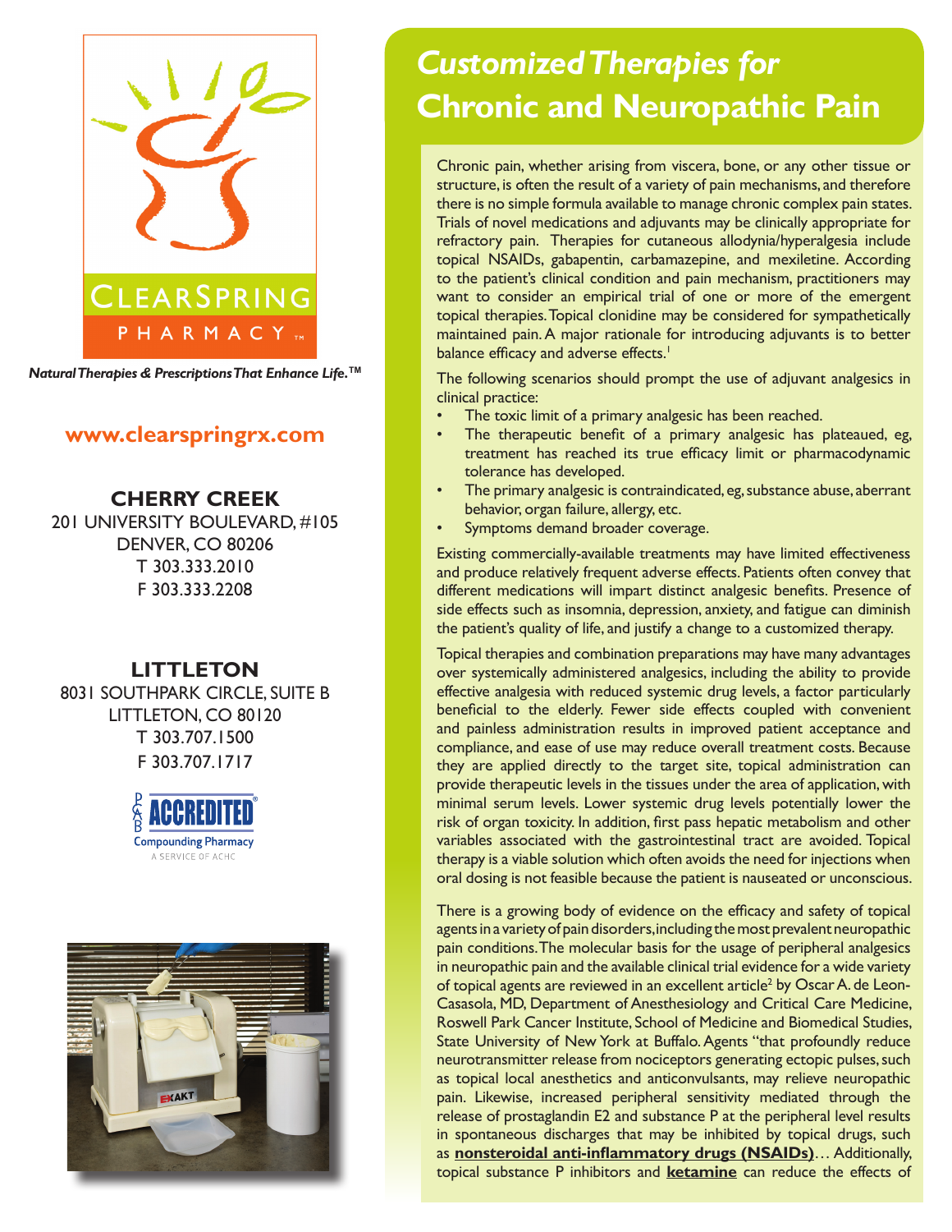CLEARSPRING PHARMACY™

*Natural Therapies & Prescriptions That Enhance Life.™*

**www.clearspringrx.com**

**CHERRY CREEK**
201 UNIVERSITY BOULEVARD, #105
DENVER, CO 80206
T 303.333.2010
F 303.333.2208

**LITTLETON**
8031 SOUTHPARK CIRCLE, SUITE B
LITTLETON, CO 80120
T 303.707.1500
F 303.707.1717

PCAB ACCREDITED® Compounding Pharmacy
A SERVICE OF ACHC

# *Customized Therapies for* Chronic and Neuropathic Pain

Chronic pain, whether arising from viscera, bone, or any other tissue or structure, is often the result of a variety of pain mechanisms, and therefore there is no simple formula available to manage chronic complex pain states. Trials of novel medications and adjuvants may be clinically appropriate for refractory pain. Therapies for cutaneous allodynia/hyperalgesia include topical NSAIDs, gabapentin, carbamazepine, and mexiletine. According to the patient's clinical condition and pain mechanism, practitioners may want to consider an empirical trial of one or more of the emergent topical therapies. Topical clonidine may be considered for sympathetically maintained pain. A major rationale for introducing adjuvants is to better balance efficacy and adverse effects.[1]

The following scenarios should prompt the use of adjuvant analgesics in clinical practice:

- The toxic limit of a primary analgesic has been reached.
- The therapeutic benefit of a primary analgesic has plateaued, eg, treatment has reached its true efficacy limit or pharmacodynamic tolerance has developed.
- The primary analgesic is contraindicated, eg, substance abuse, aberrant behavior, organ failure, allergy, etc.
- Symptoms demand broader coverage.

Existing commercially-available treatments may have limited effectiveness and produce relatively frequent adverse effects. Patients often convey that different medications will impart distinct analgesic benefits. Presence of side effects such as insomnia, depression, anxiety, and fatigue can diminish the patient's quality of life, and justify a change to a customized therapy.

Topical therapies and combination preparations may have many advantages over systemically administered analgesics, including the ability to provide effective analgesia with reduced systemic drug levels, a factor particularly beneficial to the elderly. Fewer side effects coupled with convenient and painless administration results in improved patient acceptance and compliance, and ease of use may reduce overall treatment costs. Because they are applied directly to the target site, topical administration can provide therapeutic levels in the tissues under the area of application, with minimal serum levels. Lower systemic drug levels potentially lower the risk of organ toxicity. In addition, first pass hepatic metabolism and other variables associated with the gastrointestinal tract are avoided. Topical therapy is a viable solution which often avoids the need for injections when oral dosing is not feasible because the patient is nauseated or unconscious.

There is a growing body of evidence on the efficacy and safety of topical agents in a variety of pain disorders, including the most prevalent neuropathic pain conditions. The molecular basis for the usage of peripheral analgesics in neuropathic pain and the available clinical trial evidence for a wide variety of topical agents are reviewed in an excellent article[2] by Oscar A. de Leon-Casasola, MD, Department of Anesthesiology and Critical Care Medicine, Roswell Park Cancer Institute, School of Medicine and Biomedical Studies, State University of New York at Buffalo. Agents "that profoundly reduce neurotransmitter release from nociceptors generating ectopic pulses, such as topical local anesthetics and anticonvulsants, may relieve neuropathic pain. Likewise, increased peripheral sensitivity mediated through the release of prostaglandin E2 and substance P at the peripheral level results in spontaneous discharges that may be inhibited by topical drugs, such as **nonsteroidal anti-inflammatory drugs (NSAIDs)**… Additionally, topical substance P inhibitors and **ketamine** can reduce the effects of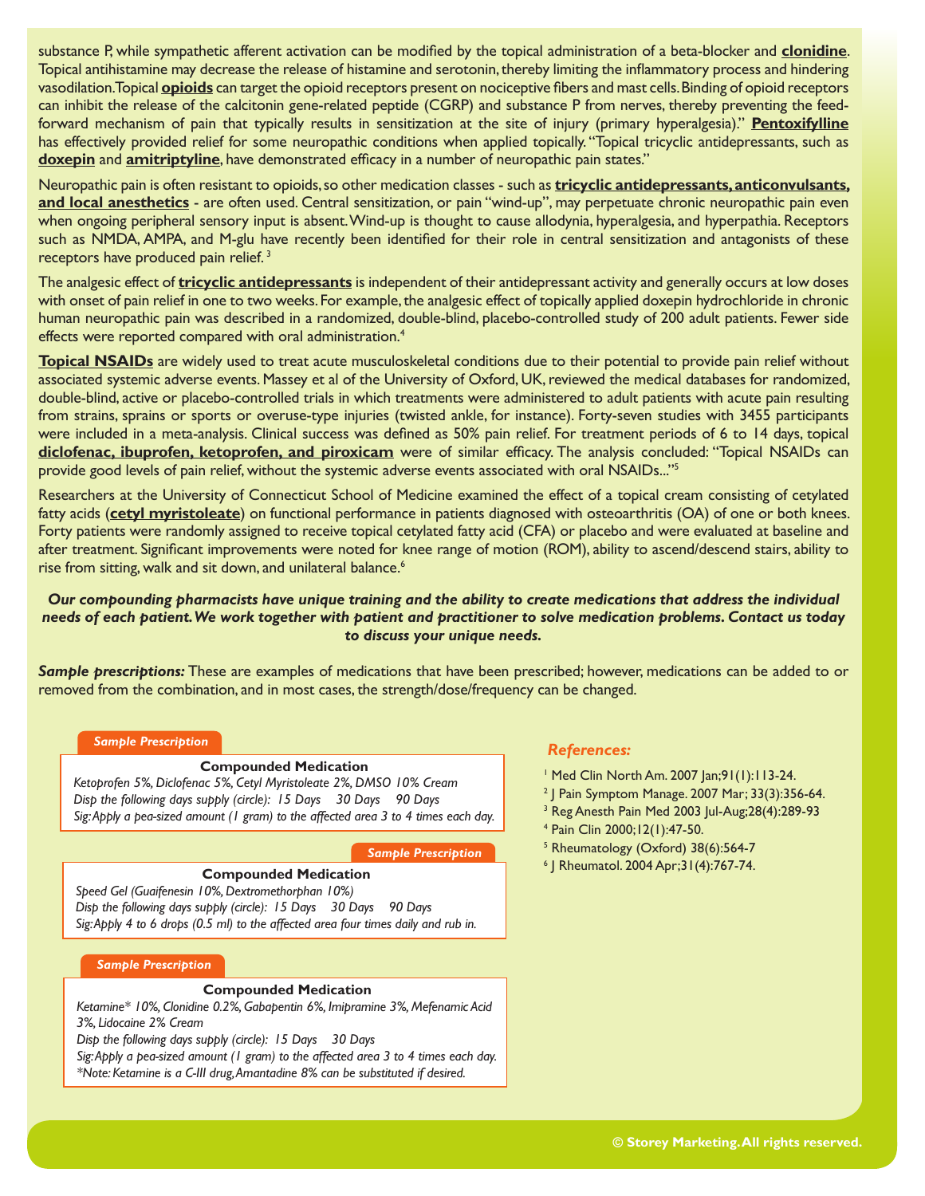substance P, while sympathetic afferent activation can be modified by the topical administration of a beta-blocker and **clonidine**. Topical antihistamine may decrease the release of histamine and serotonin, thereby limiting the inflammatory process and hindering vasodilation. Topical **opioids** can target the opioid receptors present on nociceptive fibers and mast cells. Binding of opioid receptors can inhibit the release of the calcitonin gene-related peptide (CGRP) and substance P from nerves, thereby preventing the feed-forward mechanism of pain that typically results in sensitization at the site of injury (primary hyperalgesia)." **Pentoxifylline** has effectively provided relief for some neuropathic conditions when applied topically. "Topical tricyclic antidepressants, such as **doxepin** and **amitriptyline**, have demonstrated efficacy in a number of neuropathic pain states."

Neuropathic pain is often resistant to opioids, so other medication classes - such as **tricyclic antidepressants, anticonvulsants, and local anesthetics** - are often used. Central sensitization, or pain "wind-up", may perpetuate chronic neuropathic pain even when ongoing peripheral sensory input is absent. Wind-up is thought to cause allodynia, hyperalgesia, and hyperpathia. Receptors such as NMDA, AMPA, and M-glu have recently been identified for their role in central sensitization and antagonists of these receptors have produced pain relief.[3]

The analgesic effect of **tricyclic antidepressants** is independent of their antidepressant activity and generally occurs at low doses with onset of pain relief in one to two weeks. For example, the analgesic effect of topically applied doxepin hydrochloride in chronic human neuropathic pain was described in a randomized, double-blind, placebo-controlled study of 200 adult patients. Fewer side effects were reported compared with oral administration.[4]

**Topical NSAIDs** are widely used to treat acute musculoskeletal conditions due to their potential to provide pain relief without associated systemic adverse events. Massey et al of the University of Oxford, UK, reviewed the medical databases for randomized, double-blind, active or placebo-controlled trials in which treatments were administered to adult patients with acute pain resulting from strains, sprains or sports or overuse-type injuries (twisted ankle, for instance). Forty-seven studies with 3455 participants were included in a meta-analysis. Clinical success was defined as 50% pain relief. For treatment periods of 6 to 14 days, topical **diclofenac, ibuprofen, ketoprofen, and piroxicam** were of similar efficacy. The analysis concluded: "Topical NSAIDs can provide good levels of pain relief, without the systemic adverse events associated with oral NSAIDs..."[5]

Researchers at the University of Connecticut School of Medicine examined the effect of a topical cream consisting of cetylated fatty acids (**cetyl myristoleate**) on functional performance in patients diagnosed with osteoarthritis (OA) of one or both knees. Forty patients were randomly assigned to receive topical cetylated fatty acid (CFA) or placebo and were evaluated at baseline and after treatment. Significant improvements were noted for knee range of motion (ROM), ability to ascend/descend stairs, ability to rise from sitting, walk and sit down, and unilateral balance.[6]

***Our compounding pharmacists have unique training and the ability to create medications that address the individual needs of each patient. We work together with patient and practitioner to solve medication problems. Contact us today to discuss your unique needs.***

***Sample prescriptions:*** These are examples of medications that have been prescribed; however, medications can be added to or removed from the combination, and in most cases, the strength/dose/frequency can be changed.

*Sample Prescription*

**Compounded Medication**

*Ketoprofen 5%, Diclofenac 5%, Cetyl Myristoleate 2%, DMSO 10% Cream*
*Disp the following days supply (circle): 15 Days 30 Days 90 Days*
*Sig: Apply a pea-sized amount (1 gram) to the affected area 3 to 4 times each day.*

*Sample Prescription*

**Compounded Medication**

*Speed Gel (Guaifenesin 10%, Dextromethorphan 10%)*
*Disp the following days supply (circle): 15 Days 30 Days 90 Days*
*Sig: Apply 4 to 6 drops (0.5 ml) to the affected area four times daily and rub in.*

*Sample Prescription*

**Compounded Medication**

*Ketamine* 10%, Clonidine 0.2%, Gabapentin 6%, Imipramine 3%, Mefenamic Acid 3%, Lidocaine 2% Cream*
*Disp the following days supply (circle): 15 Days 30 Days*
*Sig: Apply a pea-sized amount (1 gram) to the affected area 3 to 4 times each day.*
**Note: Ketamine is a C-III drug, Amantadine 8% can be substituted if desired.*

### *References:*

1. Med Clin North Am. 2007 Jan;91(1):113-24.
2. J Pain Symptom Manage. 2007 Mar; 33(3):356-64.
3. Reg Anesth Pain Med 2003 Jul-Aug;28(4):289-93
4. Pain Clin 2000;12(1):47-50.
5. Rheumatology (Oxford) 38(6):564-7
6. J Rheumatol. 2004 Apr;31(4):767-74.

© Storey Marketing. All rights reserved.